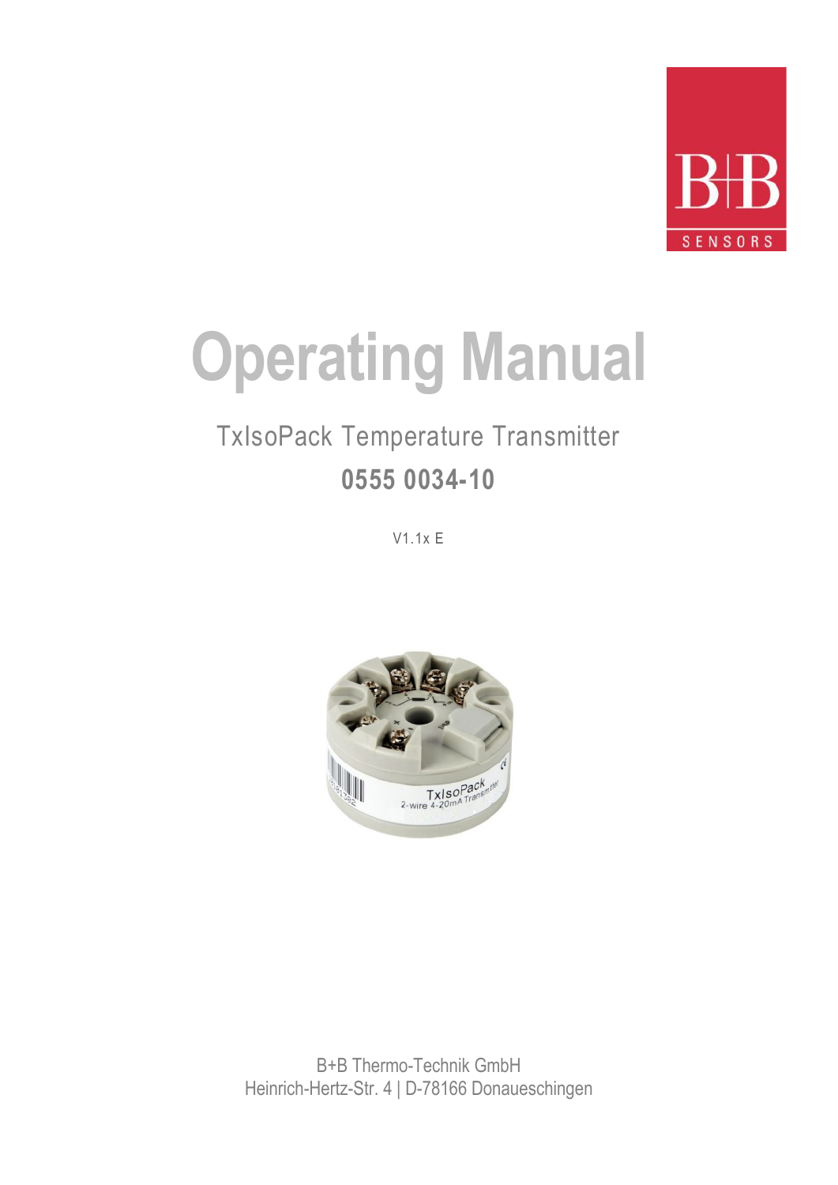B+B SENSORS

# Operating Manual

## TxIsoPack Temperature Transmitter

**0555 0034-10**

V1.1x E

B+B Thermo-Technik GmbH
Heinrich-Hertz-Str. 4 | D-78166 Donaueschingen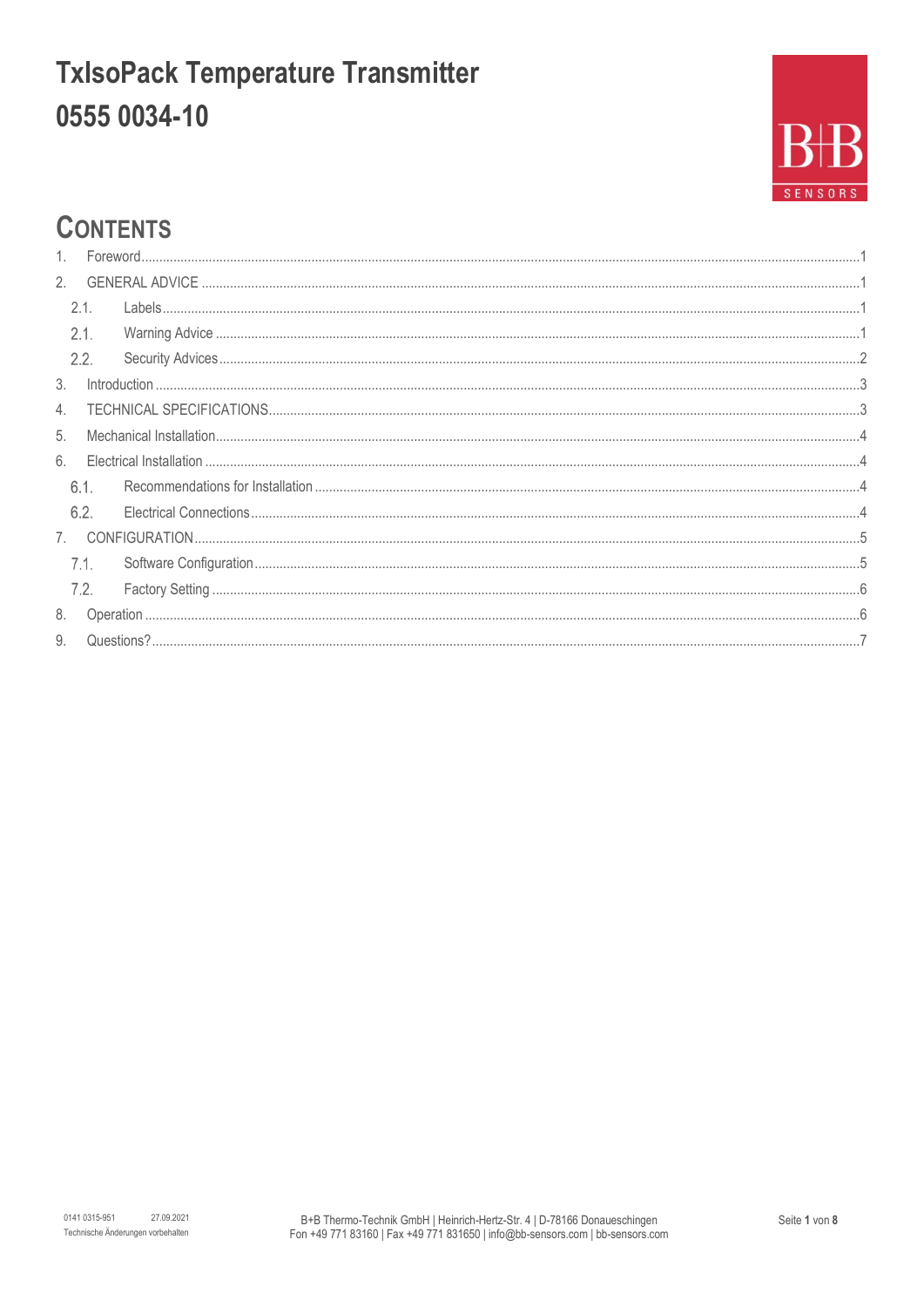# TxIsoPack Temperature Transmitter
# 0555 0034-10

## CONTENTS

1. Foreword .......... 1
2. GENERAL ADVICE .......... 1
   - 2.1. Labels .......... 1
   - 2.1. Warning Advice .......... 1
   - 2.2. Security Advices .......... 2
3. Introduction .......... 3
4. TECHNICAL SPECIFICATIONS .......... 3
5. Mechanical Installation .......... 4
6. Electrical Installation .......... 4
   - 6.1. Recommendations for Installation .......... 4
   - 6.2. Electrical Connections .......... 4
7. CONFIGURATION .......... 5
   - 7.1. Software Configuration .......... 5
   - 7.2. Factory Setting .......... 6
8. Operation .......... 6
9. Questions? .......... 7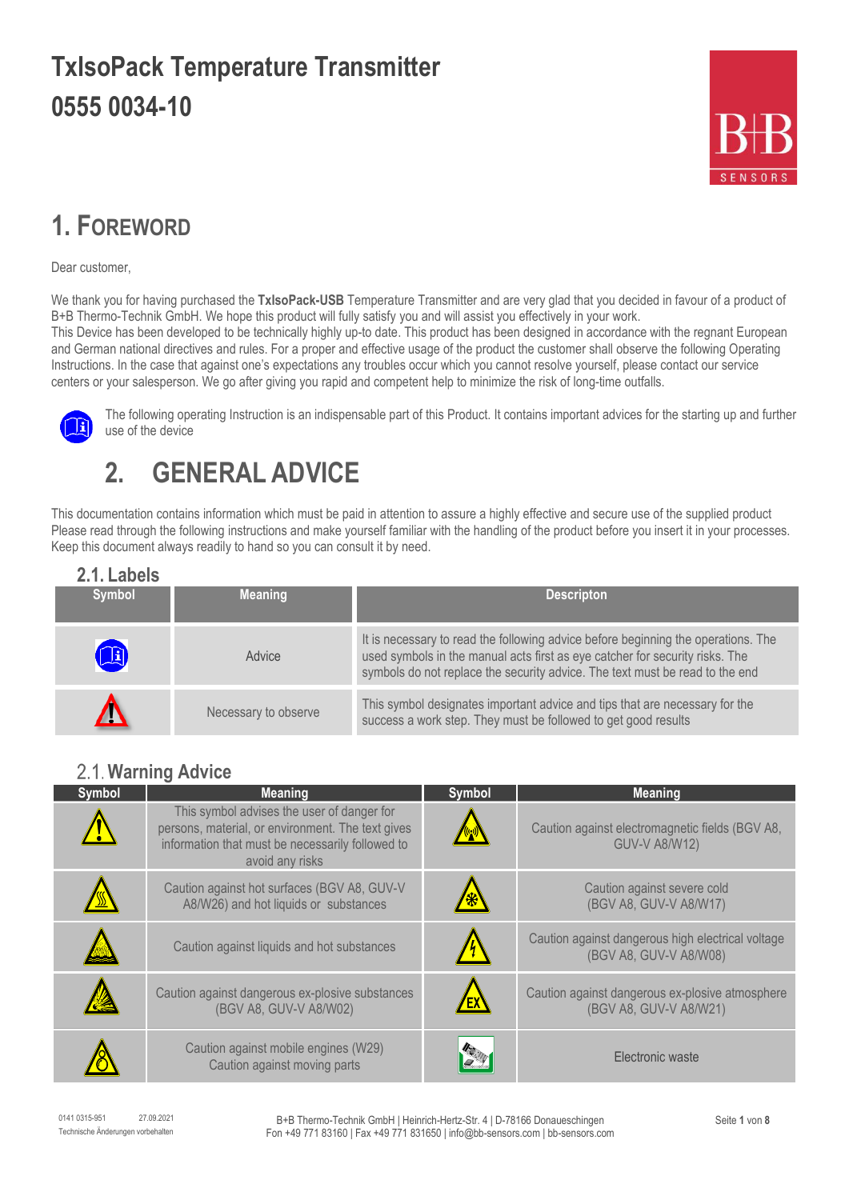# TxIsoPack Temperature Transmitter
# 0555 0034-10

## 1. Foreword

Dear customer,

We thank you for having purchased the **TxIsoPack-USB** Temperature Transmitter and are very glad that you decided in favour of a product of B+B Thermo-Technik GmbH. We hope this product will fully satisfy you and will assist you effectively in your work.
This Device has been developed to be technically highly up-to date. This product has been designed in accordance with the regnant European and German national directives and rules. For a proper and effective usage of the product the customer shall observe the following Operating Instructions. In the case that against one's expectations any troubles occur which you cannot resolve yourself, please contact our service centers or your salesperson. We go after giving you rapid and competent help to minimize the risk of long-time outfalls.

The following operating Instruction is an indispensable part of this Product. It contains important advices for the starting up and further use of the device

## 2. GENERAL ADVICE

This documentation contains information which must be paid in attention to assure a highly effective and secure use of the supplied product Please read through the following instructions and make yourself familiar with the handling of the product before you insert it in your processes. Keep this document always readily to hand so you can consult it by need.

### 2.1. Labels

| Symbol | Meaning | Descripton |
|---|---|---|
| | Advice | It is necessary to read the following advice before beginning the operations. The used symbols in the manual acts first as eye catcher for security risks. The symbols do not replace the security advice. The text must be read to the end |
| | Necessary to observe | This symbol designates important advice and tips that are necessary for the success a work step. They must be followed to get good results |

### 2.1. Warning Advice

| Symbol | Meaning | Symbol | Meaning |
|---|---|---|---|
| | This symbol advises the user of danger for persons, material, or environment. The text gives information that must be necessarily followed to avoid any risks | | Caution against electromagnetic fields (BGV A8, GUV-V A8/W12) |
| | Caution against hot surfaces (BGV A8, GUV-V A8/W26) and hot liquids or substances | | Caution against severe cold (BGV A8, GUV-V A8/W17) |
| | Caution against liquids and hot substances | | Caution against dangerous high electrical voltage (BGV A8, GUV-V A8/W08) |
| | Caution against dangerous ex-plosive substances (BGV A8, GUV-V A8/W02) | | Caution against dangerous ex-plosive atmosphere (BGV A8, GUV-V A8/W21) |
| | Caution against mobile engines (W29) Caution against moving parts | | Electronic waste |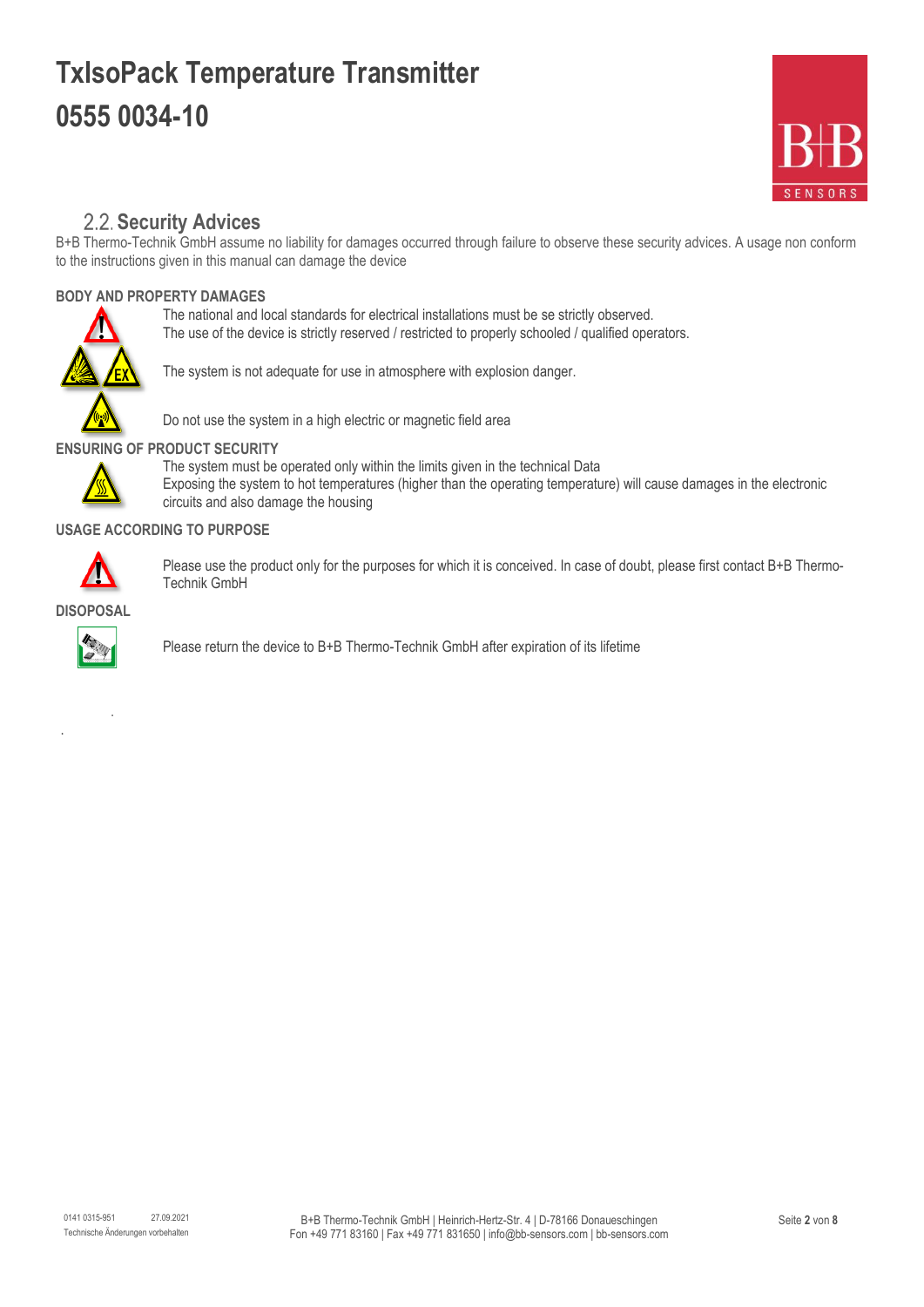# TxIsoPack Temperature Transmitter
# 0555 0034-10

## 2.2. Security Advices

B+B Thermo-Technik GmbH assume no liability for damages occurred through failure to observe these security advices. A usage non conform to the instructions given in this manual can damage the device

### BODY AND PROPERTY DAMAGES

The national and local standards for electrical installations must be se strictly observed.
The use of the device is strictly reserved / restricted to properly schooled / qualified operators.

The system is not adequate for use in atmosphere with explosion danger.

Do not use the system in a high electric or magnetic field area

### ENSURING OF PRODUCT SECURITY

The system must be operated only within the limits given in the technical Data
Exposing the system to hot temperatures (higher than the operating temperature) will cause damages in the electronic circuits and also damage the housing

### USAGE ACCORDING TO PURPOSE

Please use the product only for the purposes for which it is conceived. In case of doubt, please first contact B+B Thermo-Technik GmbH

### DISOPOSAL

Please return the device to B+B Thermo-Technik GmbH after expiration of its lifetime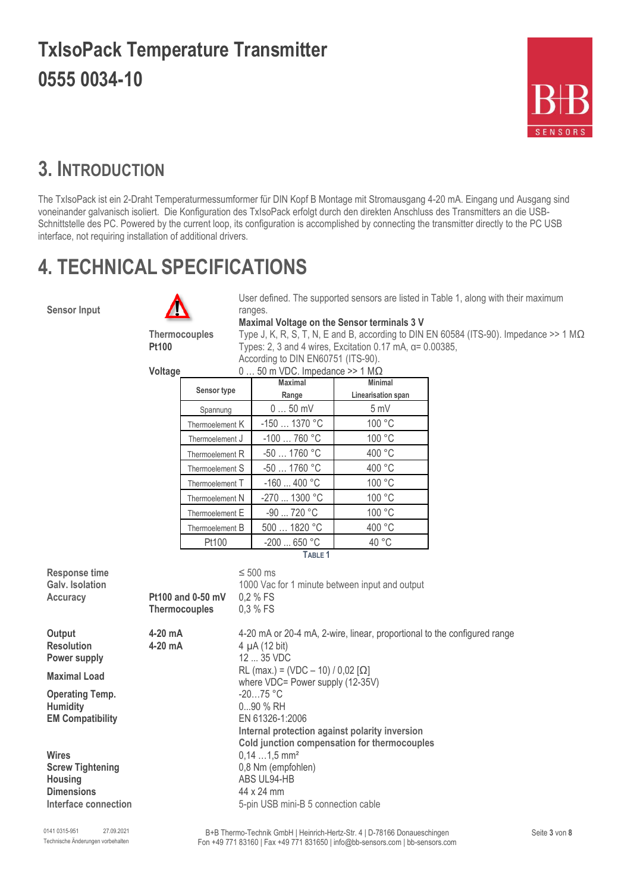# TxIsoPack Temperature Transmitter
# 0555 0034-10

## 3. Introduction

The TxIsoPack ist ein 2-Draht Temperaturmessumformer für DIN Kopf B Montage mit Stromausgang 4-20 mA. Eingang und Ausgang sind voneinander galvanisch isoliert. Die Konfiguration des TxIsoPack erfolgt durch den direkten Anschluss des Transmitters an die USB-Schnittstelle des PC. Powered by the current loop, its configuration is accomplished by connecting the transmitter directly to the PC USB interface, not requiring installation of additional drivers.

## 4. TECHNICAL SPECIFICATIONS

**Sensor Input**

User defined. The supported sensors are listed in Table 1, along with their maximum ranges.

**Maximal Voltage on the Sensor terminals 3 V**

**Thermocouples** Type J, K, R, S, T, N, E and B, according to DIN EN 60584 (ITS-90). Impedance >> 1 MΩ

**Pt100** Types: 2, 3 and 4 wires, Excitation 0.17 mA, α= 0.00385, According to DIN EN60751 (ITS-90).

**Voltage** 0 … 50 m VDC. Impedance >> 1 MΩ

| Sensor type | Maximal Range | Minimal Linearisation span |
|---|---|---|
| Spannung | 0 … 50 mV | 5 mV |
| Thermoelement K | -150 … 1370 °C | 100 °C |
| Thermoelement J | -100 … 760 °C | 100 °C |
| Thermoelement R | -50 … 1760 °C | 400 °C |
| Thermoelement S | -50 … 1760 °C | 400 °C |
| Thermoelement T | -160 ... 400 °C | 100 °C |
| Thermoelement N | -270 ... 1300 °C | 100 °C |
| Thermoelement E | -90 … 720 °C | 100 °C |
| Thermoelement B | 500 … 1820 °C | 400 °C |
| Pt100 | -200 ... 650 °C | 40 °C |

Table 1

| | | |
|---|---|---|
| **Response time** | | ≤ 500 ms |
| **Galv. Isolation** | | 1000 Vac for 1 minute between input and output |
| **Accuracy** | **Pt100 and 0-50 mV** | 0,2 % FS |
| | **Thermocouples** | 0,3 % FS |
| **Output** | **4-20 mA** | 4-20 mA or 20-4 mA, 2-wire, linear, proportional to the configured range |
| **Resolution** | **4-20 mA** | 4 µA (12 bit) |
| **Power supply** | | 12 ... 35 VDC |
| **Maximal Load** | | RL (max.) = (VDC – 10) / 0,02 [Ω] where VDC= Power supply (12-35V) |
| **Operating Temp.** | | -20…75 °C |
| **Humidity** | | 0...90 % RH |
| **EM Compatibility** | | EN 61326-1:2006 |
| | | **Internal protection against polarity inversion** |
| | | **Cold junction compensation for thermocouples** |
| **Wires** | | 0,14 …1,5 mm² |
| **Screw Tightening** | | 0,8 Nm (empfohlen) |
| **Housing** | | ABS UL94-HB |
| **Dimensions** | | 44 x 24 mm |
| **Interface connection** | | 5-pin USB mini-B 5 connection cable |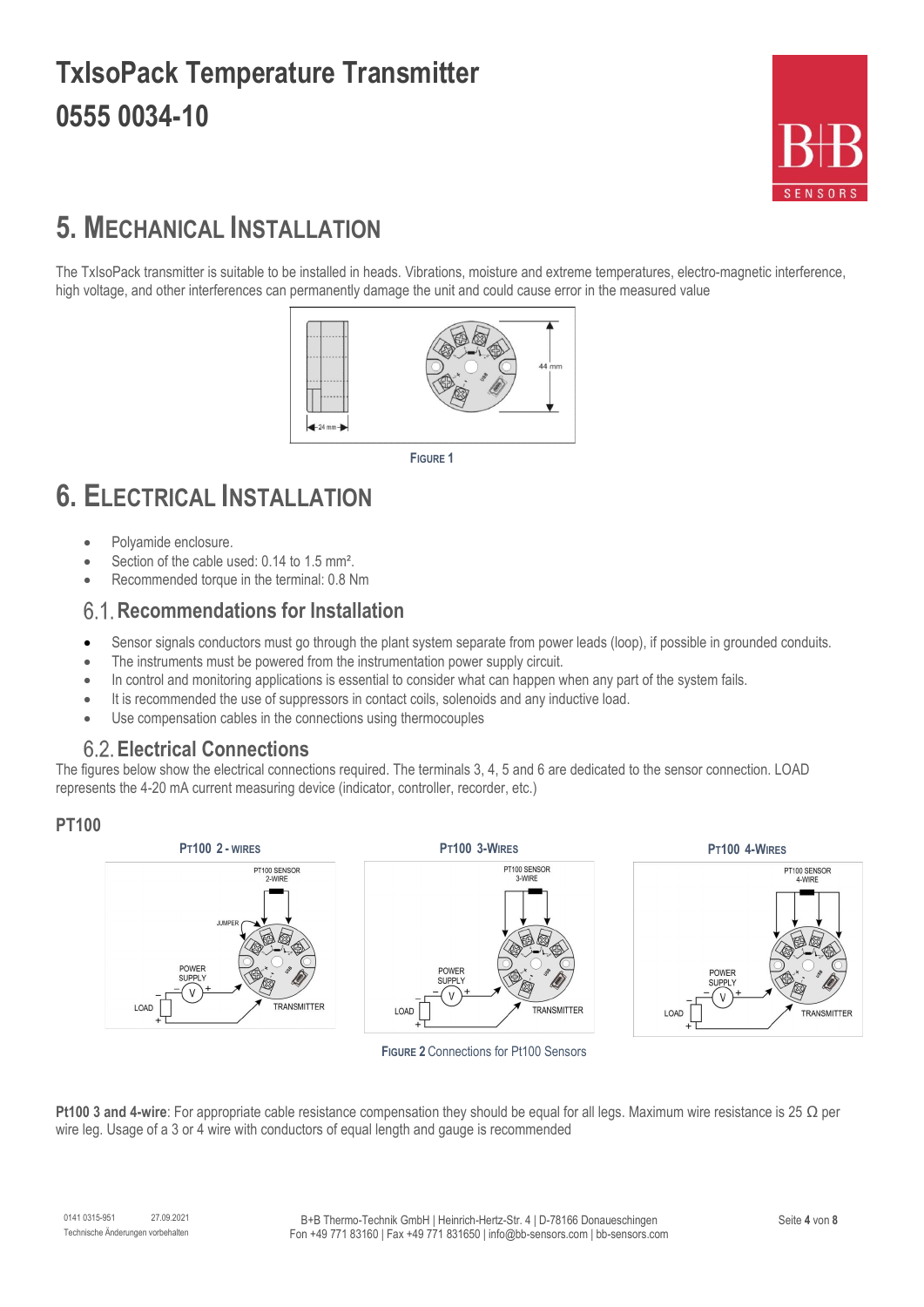# TxIsoPack Temperature Transmitter
# 0555 0034-10

## 5. Mechanical Installation

The TxIsoPack transmitter is suitable to be installed in heads. Vibrations, moisture and extreme temperatures, electro-magnetic interference, high voltage, and other interferences can permanently damage the unit and could cause error in the measured value

Figure 1

## 6. Electrical Installation

- Polyamide enclosure.
- Section of the cable used: 0.14 to 1.5 mm².
- Recommended torque in the terminal: 0.8 Nm

### 6.1. Recommendations for Installation

- Sensor signals conductors must go through the plant system separate from power leads (loop), if possible in grounded conduits.
- The instruments must be powered from the instrumentation power supply circuit.
- In control and monitoring applications is essential to consider what can happen when any part of the system fails.
- It is recommended the use of suppressors in contact coils, solenoids and any inductive load.
- Use compensation cables in the connections using thermocouples

### 6.2. Electrical Connections

The figures below show the electrical connections required. The terminals 3, 4, 5 and 6 are dedicated to the sensor connection. LOAD represents the 4-20 mA current measuring device (indicator, controller, recorder, etc.)

#### PT100

Pt100 2 - wires | Pt100 3-Wires | Pt100 4-Wires

Figure 2 Connections for Pt100 Sensors

**Pt100 3 and 4-wire**: For appropriate cable resistance compensation they should be equal for all legs. Maximum wire resistance is 25 Ω per wire leg. Usage of a 3 or 4 wire with conductors of equal length and gauge is recommended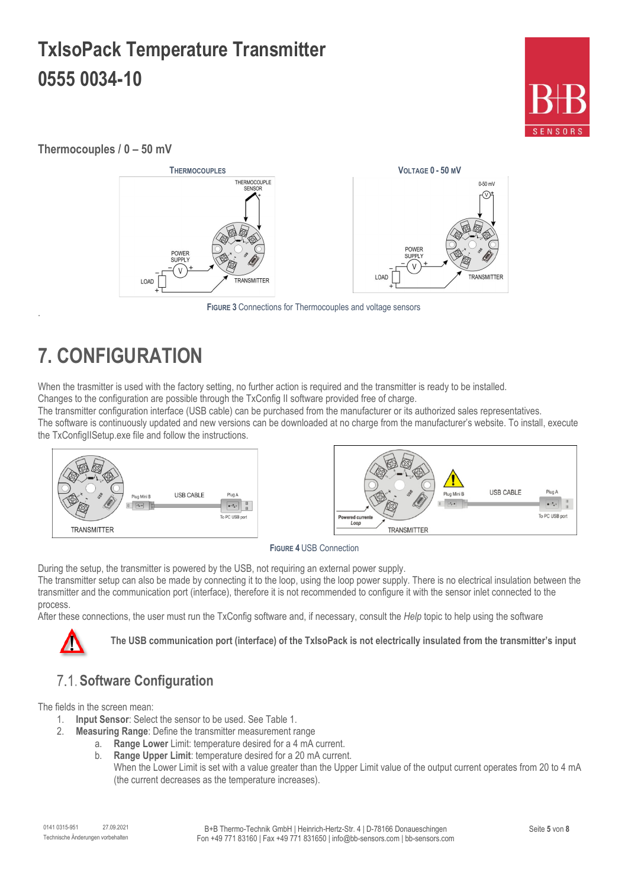# TxIsoPack Temperature Transmitter
# 0555 0034-10

## Thermocouples / 0 – 50 mV

FIGURE 3 Connections for Thermocouples and voltage sensors

# 7. CONFIGURATION

When the trasmitter is used with the factory setting, no further action is required and the transmitter is ready to be installed.
Changes to the configuration are possible through the TxConfig II software provided free of charge.
The transmitter configuration interface (USB cable) can be purchased from the manufacturer or its authorized sales representatives.
The software is continuously updated and new versions can be downloaded at no charge from the manufacturer's website. To install, execute the TxConfigIISetup.exe file and follow the instructions.

FIGURE 4 USB Connection

During the setup, the transmitter is powered by the USB, not requiring an external power supply.
The transmitter setup can also be made by connecting it to the loop, using the loop power supply. There is no electrical insulation between the transmitter and the communication port (interface), therefore it is not recommended to configure it with the sensor inlet connected to the process.
After these connections, the user must run the TxConfig software and, if necessary, consult the *Help* topic to help using the software

**The USB communication port (interface) of the TxIsoPack is not electrically insulated from the transmitter's input**

## 7.1. Software Configuration

The fields in the screen mean:

1. **Input Sensor**: Select the sensor to be used. See Table 1.
2. **Measuring Range**: Define the transmitter measurement range
   a. **Range Lower** Limit: temperature desired for a 4 mA current.
   b. **Range Upper Limit**: temperature desired for a 20 mA current.
   When the Lower Limit is set with a value greater than the Upper Limit value of the output current operates from 20 to 4 mA (the current decreases as the temperature increases).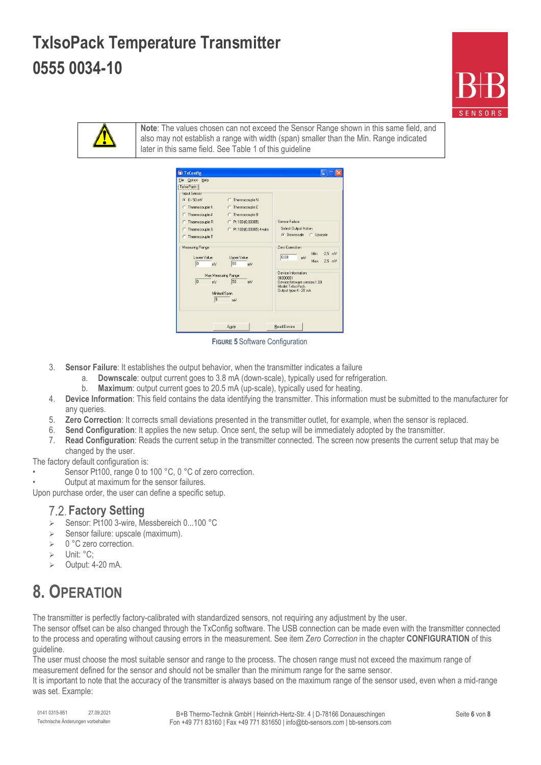> **Note**: The values chosen can not exceed the Sensor Range shown in this same field, and also may not establish a range with width (span) smaller than the Min. Range indicated later in this same field. See Table 1 of this guideline

**FIGURE 5** Software Configuration

3. **Sensor Failure**: It establishes the output behavior, when the transmitter indicates a failure
   a. **Downscale**: output current goes to 3.8 mA (down-scale), typically used for refrigeration.
   b. **Maximum**: output current goes to 20.5 mA (up-scale), typically used for heating.
4. **Device Information**: This field contains the data identifying the transmitter. This information must be submitted to the manufacturer for any queries.
5. **Zero Correction**: It corrects small deviations presented in the transmitter outlet, for example, when the sensor is replaced.
6. **Send Configuration**: It applies the new setup. Once sent, the setup will be immediately adopted by the transmitter.
7. **Read Configuration**: Reads the current setup in the transmitter connected. The screen now presents the current setup that may be changed by the user.

The factory default configuration is:

- Sensor Pt100, range 0 to 100 °C, 0 °C of zero correction.
- Output at maximum for the sensor failures.

Upon purchase order, the user can define a specific setup.

## 7.2. Factory Setting

- Sensor: Pt100 3-wire, Messbereich 0...100 °C
- Sensor failure: upscale (maximum).
- 0 °C zero correction.
- Unit: °C;
- Output: 4-20 mA.

# 8. Operation

The transmitter is perfectly factory-calibrated with standardized sensors, not requiring any adjustment by the user.
The sensor offset can be also changed through the TxConfig software. The USB connection can be made even with the transmitter connected to the process and operating without causing errors in the measurement. See item *Zero Correction* in the chapter **CONFIGURATION** of this guideline.
The user must choose the most suitable sensor and range to the process. The chosen range must not exceed the maximum range of measurement defined for the sensor and should not be smaller than the minimum range for the same sensor.
It is important to note that the accuracy of the transmitter is always based on the maximum range of the sensor used, even when a mid-range was set. Example: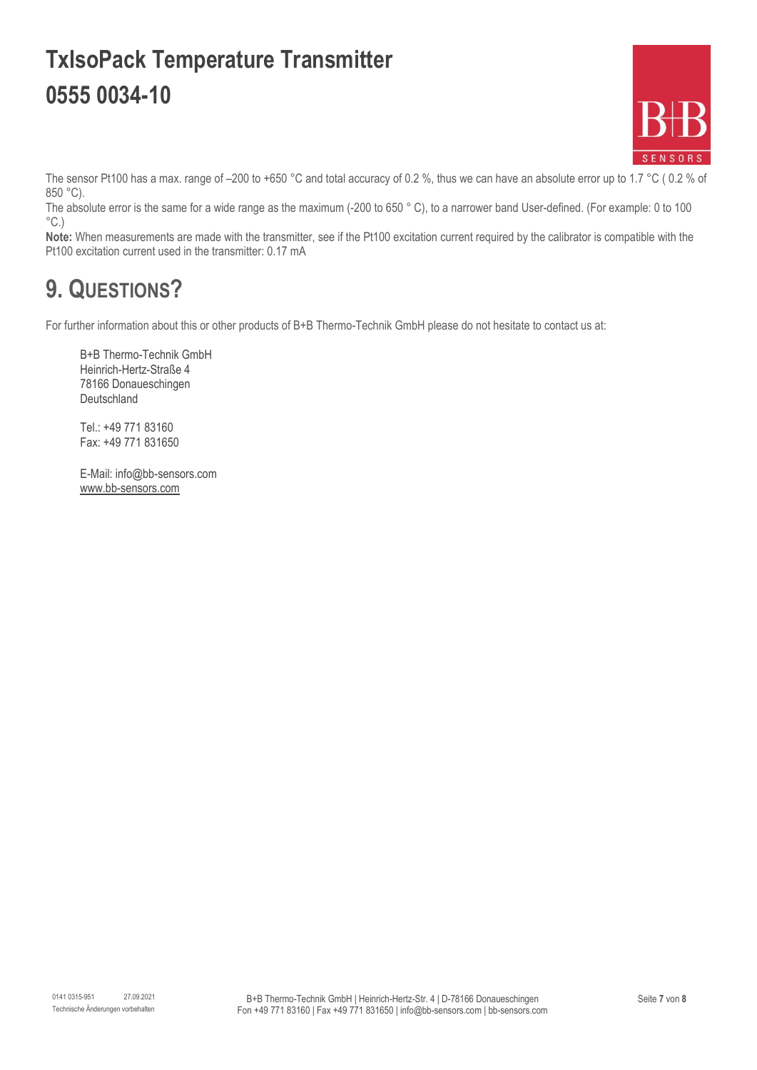The sensor Pt100 has a max. range of –200 to +650 °C and total accuracy of 0.2 %, thus we can have an absolute error up to 1.7 °C ( 0.2 % of 850 °C).
The absolute error is the same for a wide range as the maximum (-200 to 650 ° C), to a narrower band User-defined. (For example: 0 to 100 °C.)

**Note:** When measurements are made with the transmitter, see if the Pt100 excitation current required by the calibrator is compatible with the Pt100 excitation current used in the transmitter: 0.17 mA

# 9. Questions?

For further information about this or other products of B+B Thermo-Technik GmbH please do not hesitate to contact us at:

B+B Thermo-Technik GmbH
Heinrich-Hertz-Straße 4
78166 Donaueschingen
Deutschland

Tel.: +49 771 83160
Fax: +49 771 831650

E-Mail: info@bb-sensors.com
www.bb-sensors.com